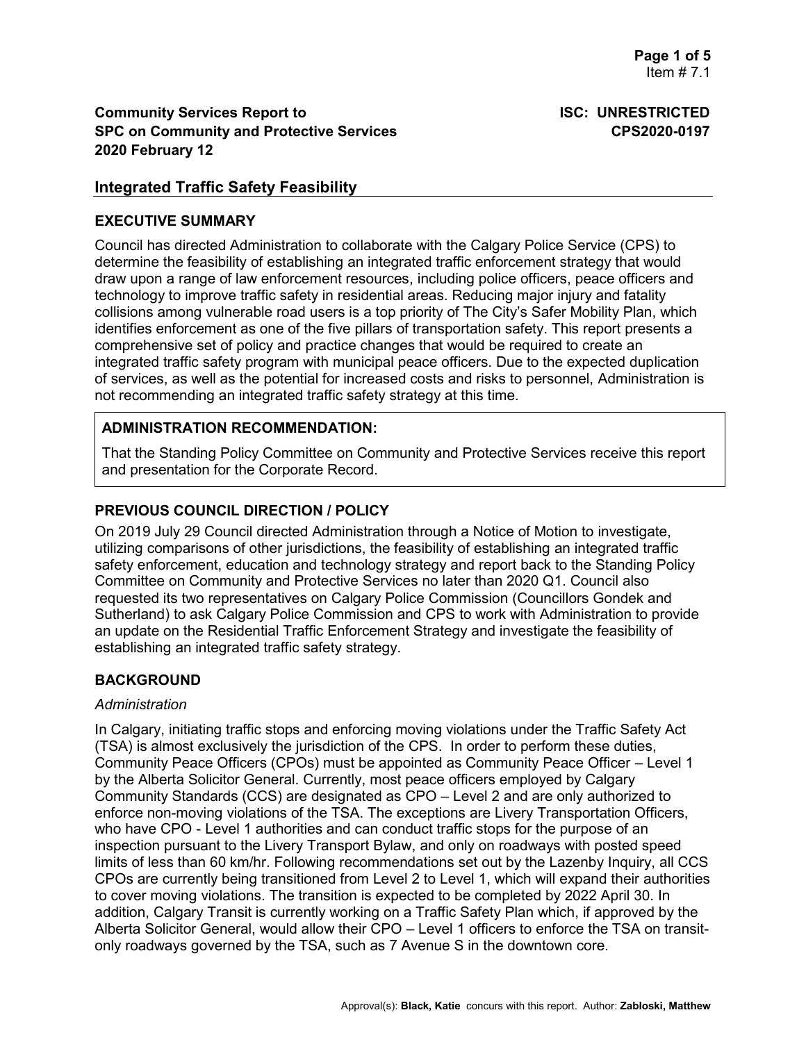**Community Services Report to**
**SPC on Community and Protective Services**
**2020 February 12**

**ISC: UNRESTRICTED**
**CPS2020-0197**

## Integrated Traffic Safety Feasibility

### EXECUTIVE SUMMARY

Council has directed Administration to collaborate with the Calgary Police Service (CPS) to determine the feasibility of establishing an integrated traffic enforcement strategy that would draw upon a range of law enforcement resources, including police officers, peace officers and technology to improve traffic safety in residential areas. Reducing major injury and fatality collisions among vulnerable road users is a top priority of The City's Safer Mobility Plan, which identifies enforcement as one of the five pillars of transportation safety. This report presents a comprehensive set of policy and practice changes that would be required to create an integrated traffic safety program with municipal peace officers. Due to the expected duplication of services, as well as the potential for increased costs and risks to personnel, Administration is not recommending an integrated traffic safety strategy at this time.

### ADMINISTRATION RECOMMENDATION:

That the Standing Policy Committee on Community and Protective Services receive this report and presentation for the Corporate Record.

### PREVIOUS COUNCIL DIRECTION / POLICY

On 2019 July 29 Council directed Administration through a Notice of Motion to investigate, utilizing comparisons of other jurisdictions, the feasibility of establishing an integrated traffic safety enforcement, education and technology strategy and report back to the Standing Policy Committee on Community and Protective Services no later than 2020 Q1. Council also requested its two representatives on Calgary Police Commission (Councillors Gondek and Sutherland) to ask Calgary Police Commission and CPS to work with Administration to provide an update on the Residential Traffic Enforcement Strategy and investigate the feasibility of establishing an integrated traffic safety strategy.

### BACKGROUND

*Administration*

In Calgary, initiating traffic stops and enforcing moving violations under the Traffic Safety Act (TSA) is almost exclusively the jurisdiction of the CPS. In order to perform these duties, Community Peace Officers (CPOs) must be appointed as Community Peace Officer – Level 1 by the Alberta Solicitor General. Currently, most peace officers employed by Calgary Community Standards (CCS) are designated as CPO – Level 2 and are only authorized to enforce non-moving violations of the TSA. The exceptions are Livery Transportation Officers, who have CPO - Level 1 authorities and can conduct traffic stops for the purpose of an inspection pursuant to the Livery Transport Bylaw, and only on roadways with posted speed limits of less than 60 km/hr. Following recommendations set out by the Lazenby Inquiry, all CCS CPOs are currently being transitioned from Level 2 to Level 1, which will expand their authorities to cover moving violations. The transition is expected to be completed by 2022 April 30. In addition, Calgary Transit is currently working on a Traffic Safety Plan which, if approved by the Alberta Solicitor General, would allow their CPO – Level 1 officers to enforce the TSA on transit-only roadways governed by the TSA, such as 7 Avenue S in the downtown core.

Approval(s): **Black, Katie** concurs with this report. Author: **Zabloski, Matthew**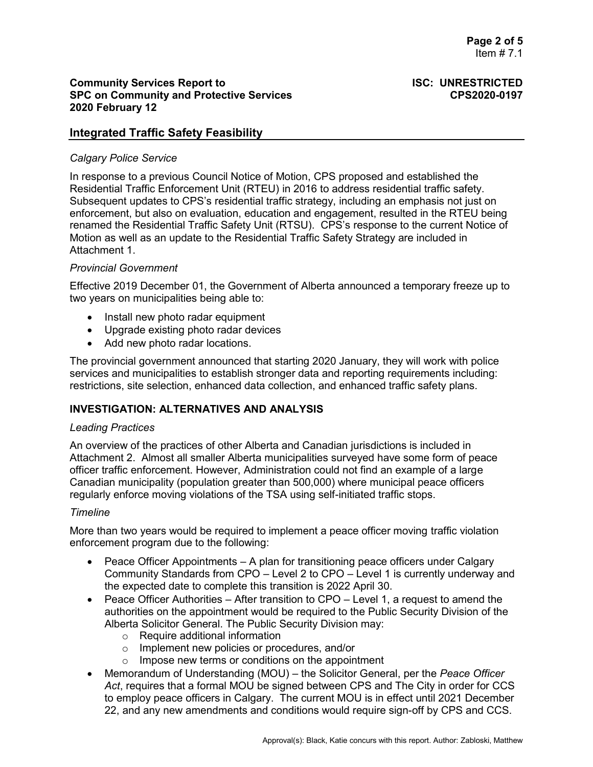## Integrated Traffic Safety Feasibility

*Calgary Police Service*

In response to a previous Council Notice of Motion, CPS proposed and established the Residential Traffic Enforcement Unit (RTEU) in 2016 to address residential traffic safety. Subsequent updates to CPS's residential traffic strategy, including an emphasis not just on enforcement, but also on evaluation, education and engagement, resulted in the RTEU being renamed the Residential Traffic Safety Unit (RTSU). CPS's response to the current Notice of Motion as well as an update to the Residential Traffic Safety Strategy are included in Attachment 1.

*Provincial Government*

Effective 2019 December 01, the Government of Alberta announced a temporary freeze up to two years on municipalities being able to:

- Install new photo radar equipment
- Upgrade existing photo radar devices
- Add new photo radar locations.

The provincial government announced that starting 2020 January, they will work with police services and municipalities to establish stronger data and reporting requirements including: restrictions, site selection, enhanced data collection, and enhanced traffic safety plans.

### INVESTIGATION: ALTERNATIVES AND ANALYSIS

*Leading Practices*

An overview of the practices of other Alberta and Canadian jurisdictions is included in Attachment 2. Almost all smaller Alberta municipalities surveyed have some form of peace officer traffic enforcement. However, Administration could not find an example of a large Canadian municipality (population greater than 500,000) where municipal peace officers regularly enforce moving violations of the TSA using self-initiated traffic stops.

*Timeline*

More than two years would be required to implement a peace officer moving traffic violation enforcement program due to the following:

- Peace Officer Appointments – A plan for transitioning peace officers under Calgary Community Standards from CPO – Level 2 to CPO – Level 1 is currently underway and the expected date to complete this transition is 2022 April 30.
- Peace Officer Authorities – After transition to CPO – Level 1, a request to amend the authorities on the appointment would be required to the Public Security Division of the Alberta Solicitor General. The Public Security Division may:
  - Require additional information
  - Implement new policies or procedures, and/or
  - Impose new terms or conditions on the appointment
- Memorandum of Understanding (MOU) – the Solicitor General, per the *Peace Officer Act*, requires that a formal MOU be signed between CPS and The City in order for CCS to employ peace officers in Calgary. The current MOU is in effect until 2021 December 22, and any new amendments and conditions would require sign-off by CPS and CCS.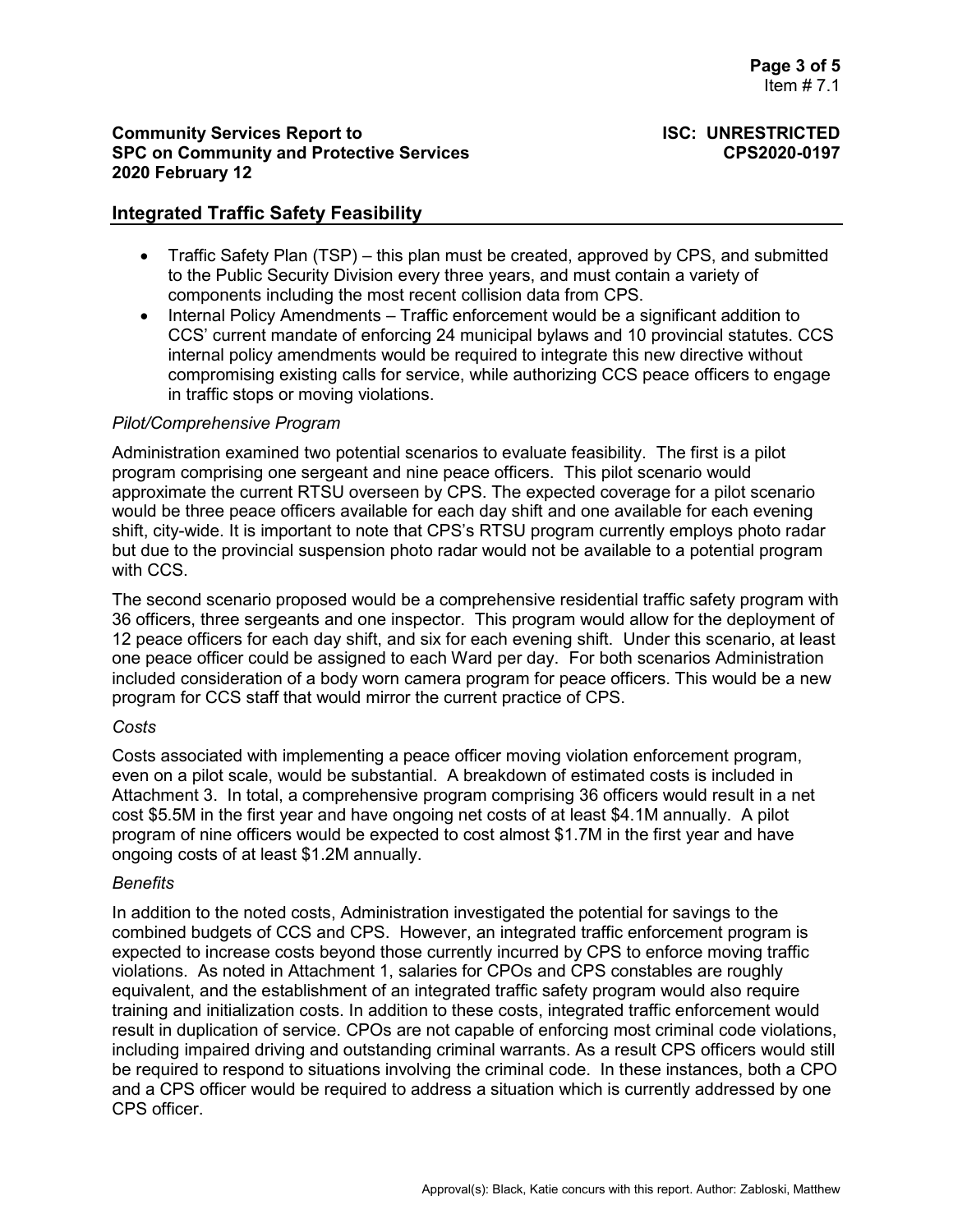## Integrated Traffic Safety Feasibility

- Traffic Safety Plan (TSP) – this plan must be created, approved by CPS, and submitted to the Public Security Division every three years, and must contain a variety of components including the most recent collision data from CPS.
- Internal Policy Amendments – Traffic enforcement would be a significant addition to CCS' current mandate of enforcing 24 municipal bylaws and 10 provincial statutes. CCS internal policy amendments would be required to integrate this new directive without compromising existing calls for service, while authorizing CCS peace officers to engage in traffic stops or moving violations.

*Pilot/Comprehensive Program*

Administration examined two potential scenarios to evaluate feasibility. The first is a pilot program comprising one sergeant and nine peace officers. This pilot scenario would approximate the current RTSU overseen by CPS. The expected coverage for a pilot scenario would be three peace officers available for each day shift and one available for each evening shift, city-wide. It is important to note that CPS's RTSU program currently employs photo radar but due to the provincial suspension photo radar would not be available to a potential program with CCS.

The second scenario proposed would be a comprehensive residential traffic safety program with 36 officers, three sergeants and one inspector. This program would allow for the deployment of 12 peace officers for each day shift, and six for each evening shift. Under this scenario, at least one peace officer could be assigned to each Ward per day. For both scenarios Administration included consideration of a body worn camera program for peace officers. This would be a new program for CCS staff that would mirror the current practice of CPS.

*Costs*

Costs associated with implementing a peace officer moving violation enforcement program, even on a pilot scale, would be substantial. A breakdown of estimated costs is included in Attachment 3. In total, a comprehensive program comprising 36 officers would result in a net cost $5.5M in the first year and have ongoing net costs of at least $4.1M annually. A pilot program of nine officers would be expected to cost almost $1.7M in the first year and have ongoing costs of at least $1.2M annually.

*Benefits*

In addition to the noted costs, Administration investigated the potential for savings to the combined budgets of CCS and CPS. However, an integrated traffic enforcement program is expected to increase costs beyond those currently incurred by CPS to enforce moving traffic violations. As noted in Attachment 1, salaries for CPOs and CPS constables are roughly equivalent, and the establishment of an integrated traffic safety program would also require training and initialization costs. In addition to these costs, integrated traffic enforcement would result in duplication of service. CPOs are not capable of enforcing most criminal code violations, including impaired driving and outstanding criminal warrants. As a result CPS officers would still be required to respond to situations involving the criminal code. In these instances, both a CPO and a CPS officer would be required to address a situation which is currently addressed by one CPS officer.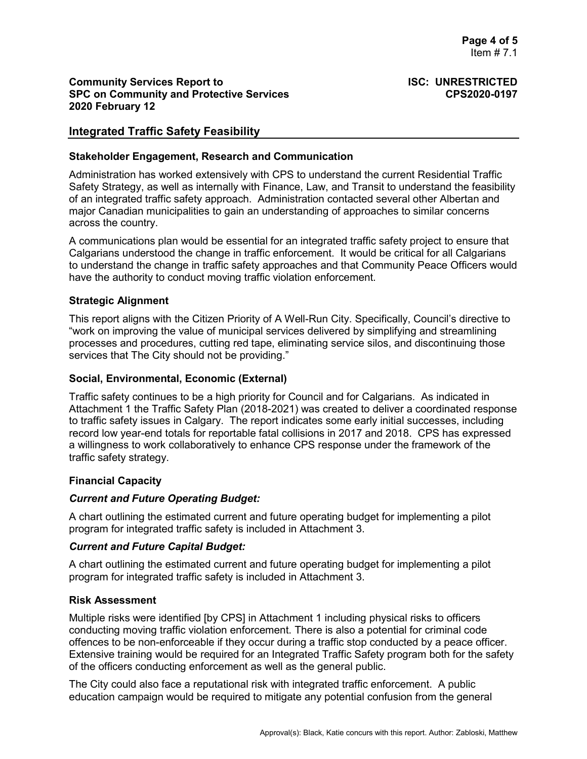**Community Services Report to SPC on Community and Protective Services 2020 February 12**

**ISC: UNRESTRICTED CPS2020-0197**

## Integrated Traffic Safety Feasibility

### Stakeholder Engagement, Research and Communication

Administration has worked extensively with CPS to understand the current Residential Traffic Safety Strategy, as well as internally with Finance, Law, and Transit to understand the feasibility of an integrated traffic safety approach. Administration contacted several other Albertan and major Canadian municipalities to gain an understanding of approaches to similar concerns across the country.

A communications plan would be essential for an integrated traffic safety project to ensure that Calgarians understood the change in traffic enforcement. It would be critical for all Calgarians to understand the change in traffic safety approaches and that Community Peace Officers would have the authority to conduct moving traffic violation enforcement.

### Strategic Alignment

This report aligns with the Citizen Priority of A Well-Run City. Specifically, Council's directive to "work on improving the value of municipal services delivered by simplifying and streamlining processes and procedures, cutting red tape, eliminating service silos, and discontinuing those services that The City should not be providing."

### Social, Environmental, Economic (External)

Traffic safety continues to be a high priority for Council and for Calgarians. As indicated in Attachment 1 the Traffic Safety Plan (2018-2021) was created to deliver a coordinated response to traffic safety issues in Calgary. The report indicates some early initial successes, including record low year-end totals for reportable fatal collisions in 2017 and 2018. CPS has expressed a willingness to work collaboratively to enhance CPS response under the framework of the traffic safety strategy.

### Financial Capacity

#### *Current and Future Operating Budget:*

A chart outlining the estimated current and future operating budget for implementing a pilot program for integrated traffic safety is included in Attachment 3.

#### *Current and Future Capital Budget:*

A chart outlining the estimated current and future operating budget for implementing a pilot program for integrated traffic safety is included in Attachment 3.

### Risk Assessment

Multiple risks were identified [by CPS] in Attachment 1 including physical risks to officers conducting moving traffic violation enforcement. There is also a potential for criminal code offences to be non-enforceable if they occur during a traffic stop conducted by a peace officer. Extensive training would be required for an Integrated Traffic Safety program both for the safety of the officers conducting enforcement as well as the general public.

The City could also face a reputational risk with integrated traffic enforcement. A public education campaign would be required to mitigate any potential confusion from the general

Approval(s): Black, Katie concurs with this report. Author: Zabloski, Matthew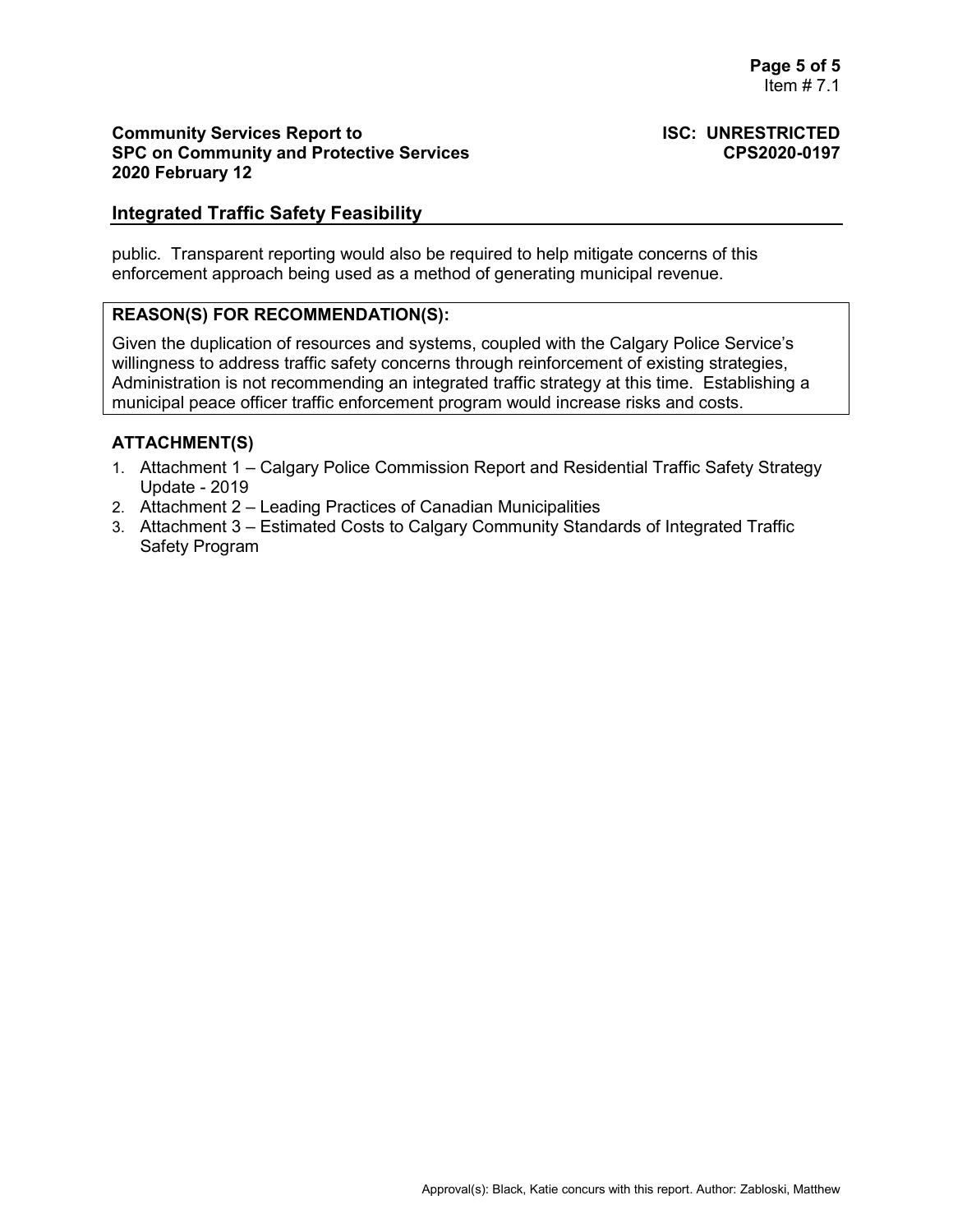public. Transparent reporting would also be required to help mitigate concerns of this enforcement approach being used as a method of generating municipal revenue.

## REASON(S) FOR RECOMMENDATION(S):

Given the duplication of resources and systems, coupled with the Calgary Police Service's willingness to address traffic safety concerns through reinforcement of existing strategies, Administration is not recommending an integrated traffic strategy at this time. Establishing a municipal peace officer traffic enforcement program would increase risks and costs.

## ATTACHMENT(S)

1. Attachment 1 – Calgary Police Commission Report and Residential Traffic Safety Strategy Update - 2019
2. Attachment 2 – Leading Practices of Canadian Municipalities
3. Attachment 3 – Estimated Costs to Calgary Community Standards of Integrated Traffic Safety Program

Approval(s): Black, Katie concurs with this report. Author: Zabloski, Matthew